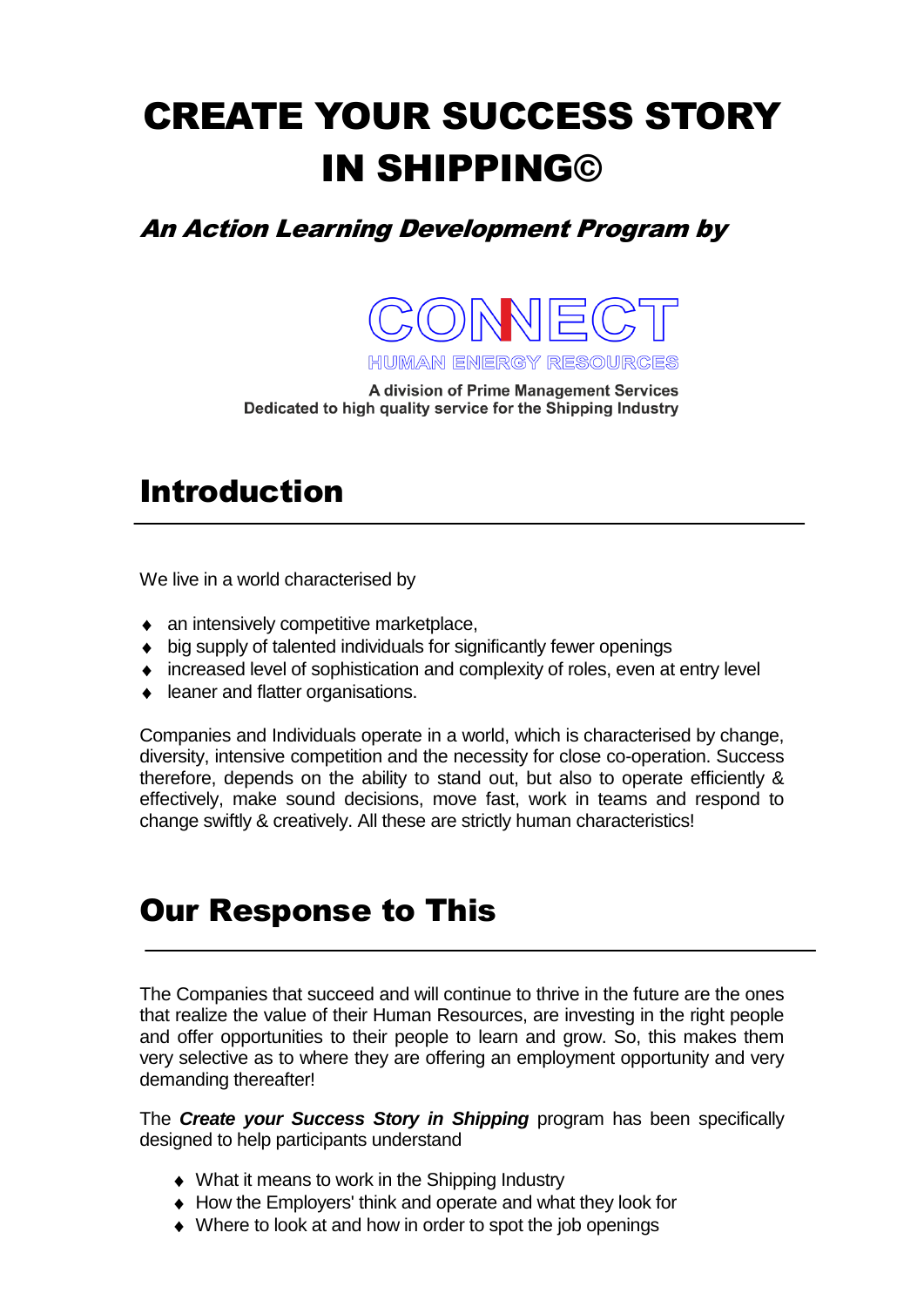# CREATE YOUR SUCCESS STORY IN SHIPPING©

***An Action Learning Development Program by***

CONNECT

HUMAN ENERGY RESOURCES

**A division of Prime Management Services**
**Dedicated to high quality service for the Shipping Industry**

## Introduction

We live in a world characterised by

- an intensively competitive marketplace,
- big supply of talented individuals for significantly fewer openings
- increased level of sophistication and complexity of roles, even at entry level
- leaner and flatter organisations.

Companies and Individuals operate in a world, which is characterised by change, diversity, intensive competition and the necessity for close co-operation. Success therefore, depends on the ability to stand out, but also to operate efficiently & effectively, make sound decisions, move fast, work in teams and respond to change swiftly & creatively. All these are strictly human characteristics!

## Our Response to This

The Companies that succeed and will continue to thrive in the future are the ones that realize the value of their Human Resources, are investing in the right people and offer opportunities to their people to learn and grow. So, this makes them very selective as to where they are offering an employment opportunity and very demanding thereafter!

The ***Create your Success Story in Shipping*** program has been specifically designed to help participants understand

- What it means to work in the Shipping Industry
- How the Employers' think and operate and what they look for
- Where to look at and how in order to spot the job openings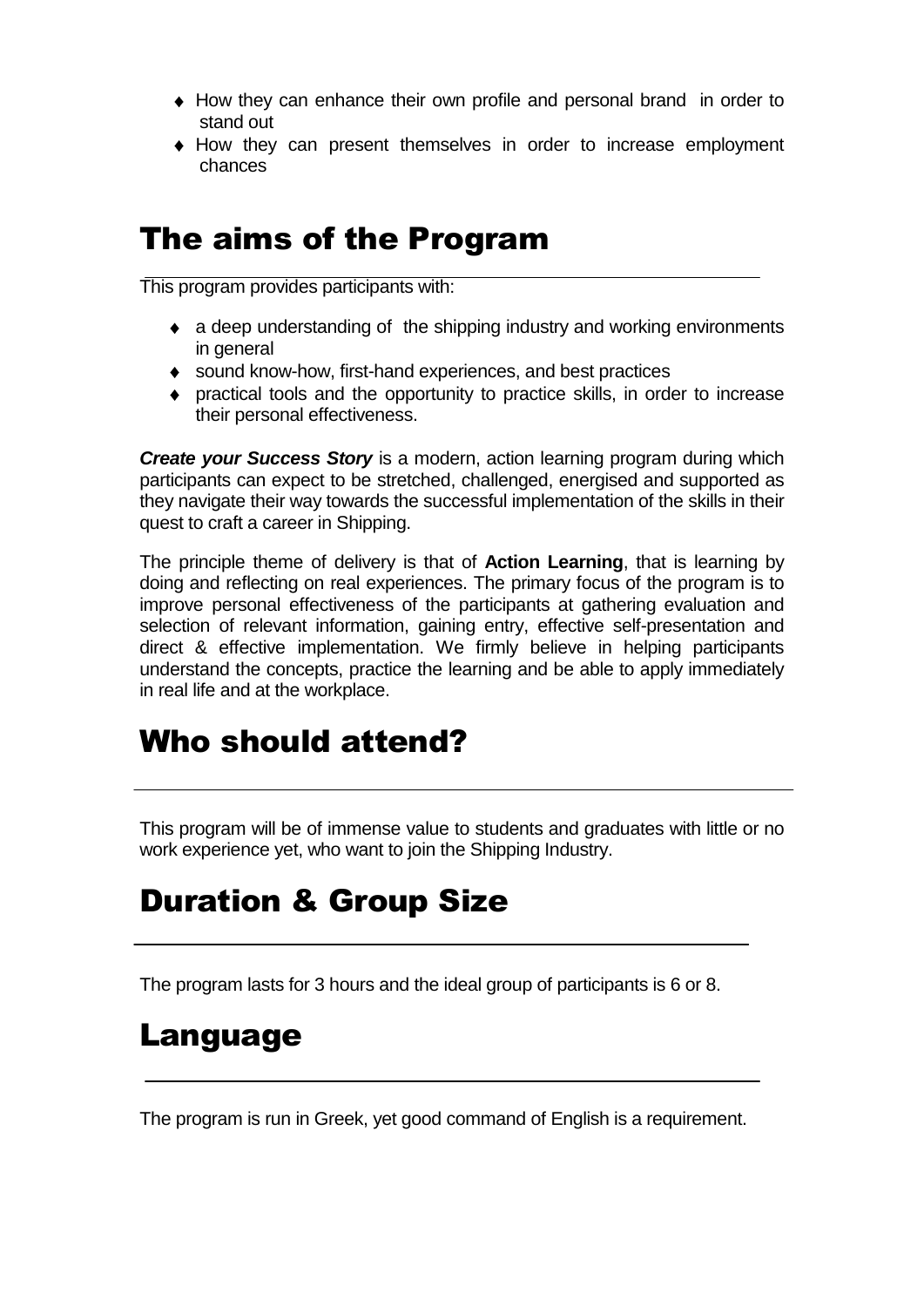- How they can enhance their own profile and personal brand in order to stand out
- How they can present themselves in order to increase employment chances

## The aims of the Program

This program provides participants with:

- a deep understanding of the shipping industry and working environments in general
- sound know-how, first-hand experiences, and best practices
- practical tools and the opportunity to practice skills, in order to increase their personal effectiveness.

***Create your Success Story*** is a modern, action learning program during which participants can expect to be stretched, challenged, energised and supported as they navigate their way towards the successful implementation of the skills in their quest to craft a career in Shipping.

The principle theme of delivery is that of **Action Learning**, that is learning by doing and reflecting on real experiences. The primary focus of the program is to improve personal effectiveness of the participants at gathering evaluation and selection of relevant information, gaining entry, effective self-presentation and direct & effective implementation. We firmly believe in helping participants understand the concepts, practice the learning and be able to apply immediately in real life and at the workplace.

## Who should attend?

This program will be of immense value to students and graduates with little or no work experience yet, who want to join the Shipping Industry.

## Duration & Group Size

The program lasts for 3 hours and the ideal group of participants is 6 or 8.

## Language

The program is run in Greek, yet good command of English is a requirement.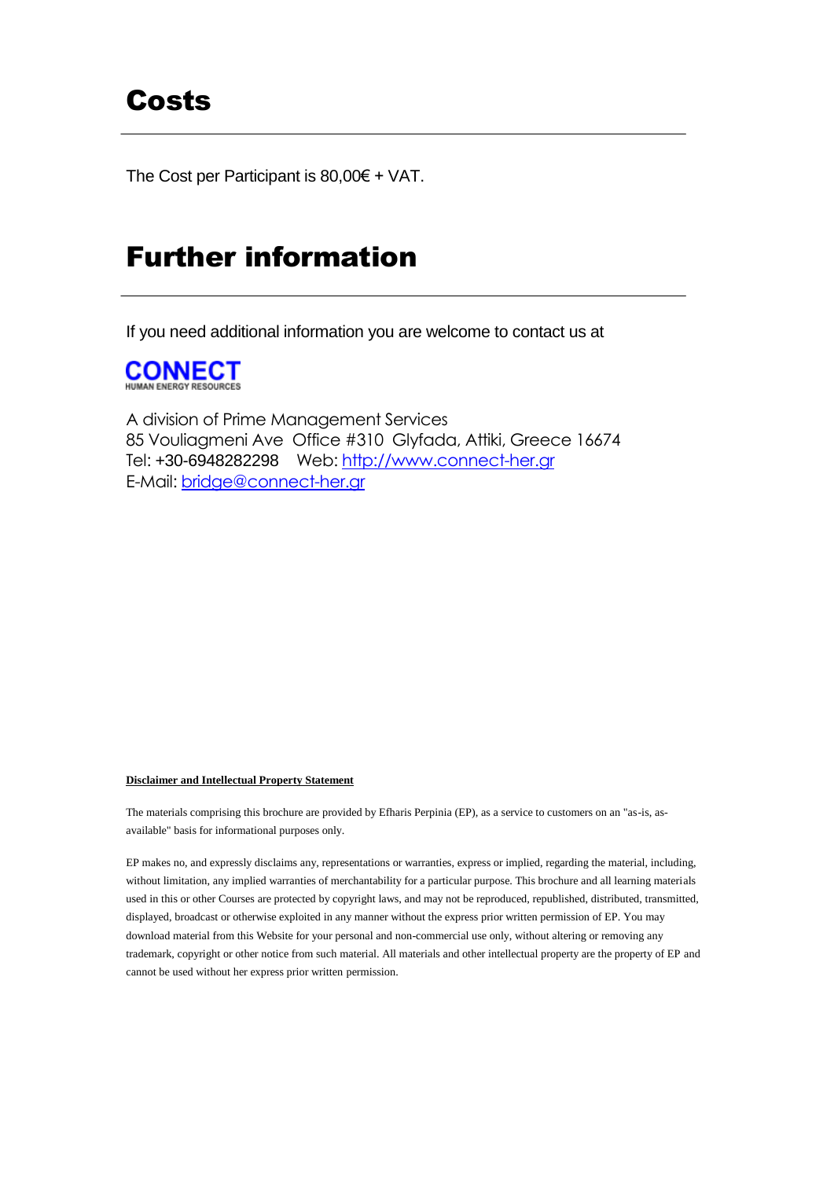# Costs

The Cost per Participant is 80,00€ + VAT.

# Further information

If you need additional information you are welcome to contact us at

**CONNECT**
HUMAN ENERGY RESOURCES

A division of Prime Management Services
85 Vouliagmeni Ave Office #310 Glyfada, Attiki, Greece 16674
Tel: +30-6948282298 Web: http://www.connect-her.gr
E-Mail: bridge@connect-her.gr

**Disclaimer and Intellectual Property Statement**

The materials comprising this brochure are provided by Efharis Perpinia (EP), as a service to customers on an "as-is, as-available" basis for informational purposes only.

EP makes no, and expressly disclaims any, representations or warranties, express or implied, regarding the material, including, without limitation, any implied warranties of merchantability for a particular purpose. This brochure and all learning materials used in this or other Courses are protected by copyright laws, and may not be reproduced, republished, distributed, transmitted, displayed, broadcast or otherwise exploited in any manner without the express prior written permission of EP. You may download material from this Website for your personal and non-commercial use only, without altering or removing any trademark, copyright or other notice from such material. All materials and other intellectual property are the property of EP and cannot be used without her express prior written permission.